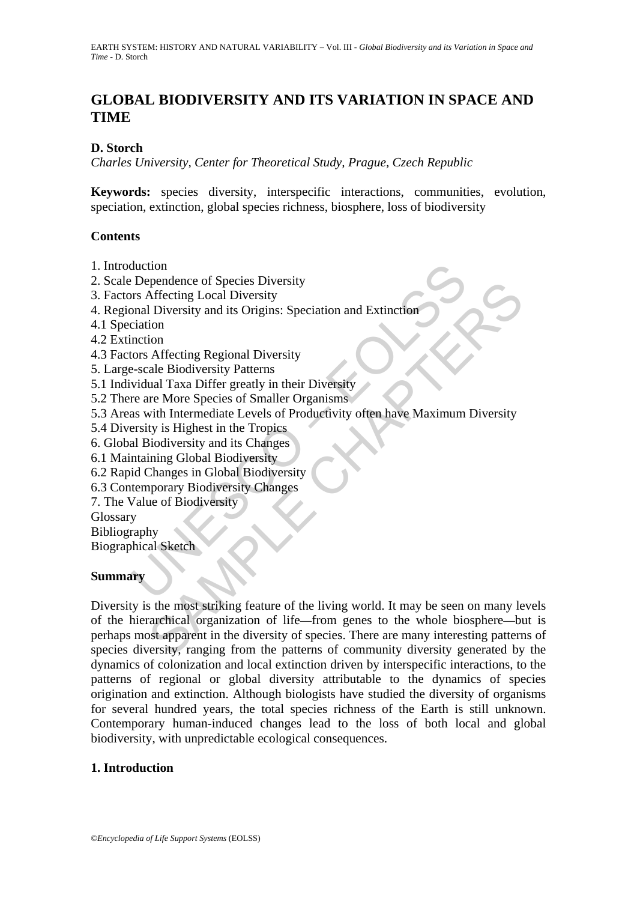# GLOBAL BIODIVERSITY AND ITS VARIATION IN SPACE AND TIME

**D. Storch**

*Charles University, Center for Theoretical Study, Prague, Czech Republic*

**Keywords:** species diversity, interspecific interactions, communities, evolution, speciation, extinction, global species richness, biosphere, loss of biodiversity

## Contents

1. Introduction
2. Scale Dependence of Species Diversity
3. Factors Affecting Local Diversity
4. Regional Diversity and its Origins: Speciation and Extinction
4.1 Speciation
4.2 Extinction
4.3 Factors Affecting Regional Diversity
5. Large-scale Biodiversity Patterns
5.1 Individual Taxa Differ greatly in their Diversity
5.2 There are More Species of Smaller Organisms
5.3 Areas with Intermediate Levels of Productivity often have Maximum Diversity
5.4 Diversity is Highest in the Tropics
6. Global Biodiversity and its Changes
6.1 Maintaining Global Biodiversity
6.2 Rapid Changes in Global Biodiversity
6.3 Contemporary Biodiversity Changes
7. The Value of Biodiversity
Glossary
Bibliography
Biographical Sketch

## Summary

Diversity is the most striking feature of the living world. It may be seen on many levels of the hierarchical organization of life—from genes to the whole biosphere—but is perhaps most apparent in the diversity of species. There are many interesting patterns of species diversity, ranging from the patterns of community diversity generated by the dynamics of colonization and local extinction driven by interspecific interactions, to the patterns of regional or global diversity attributable to the dynamics of species origination and extinction. Although biologists have studied the diversity of organisms for several hundred years, the total species richness of the Earth is still unknown. Contemporary human-induced changes lead to the loss of both local and global biodiversity, with unpredictable ecological consequences.

## 1. Introduction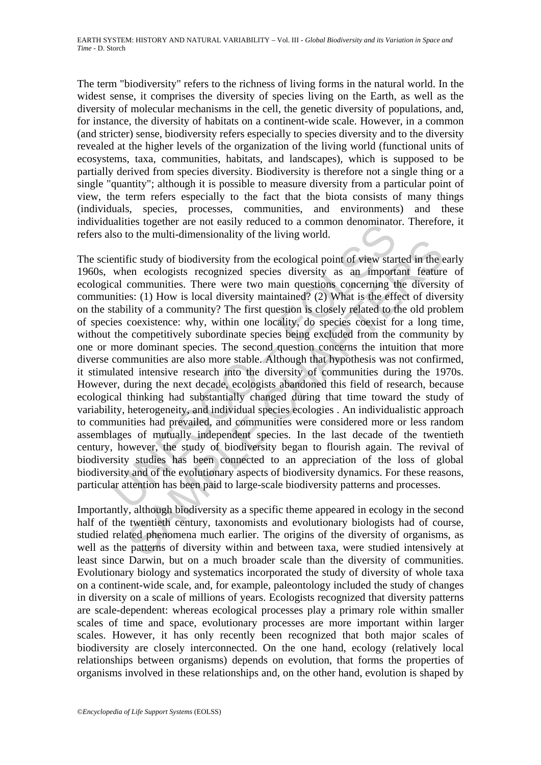The term "biodiversity" refers to the richness of living forms in the natural world. In the widest sense, it comprises the diversity of species living on the Earth, as well as the diversity of molecular mechanisms in the cell, the genetic diversity of populations, and, for instance, the diversity of habitats on a continent-wide scale. However, in a common (and stricter) sense, biodiversity refers especially to species diversity and to the diversity revealed at the higher levels of the organization of the living world (functional units of ecosystems, taxa, communities, habitats, and landscapes), which is supposed to be partially derived from species diversity. Biodiversity is therefore not a single thing or a single "quantity"; although it is possible to measure diversity from a particular point of view, the term refers especially to the fact that the biota consists of many things (individuals, species, processes, communities, and environments) and these individualities together are not easily reduced to a common denominator. Therefore, it refers also to the multi-dimensionality of the living world.

The scientific study of biodiversity from the ecological point of view started in the early 1960s, when ecologists recognized species diversity as an important feature of ecological communities. There were two main questions concerning the diversity of communities: (1) How is local diversity maintained? (2) What is the effect of diversity on the stability of a community? The first question is closely related to the old problem of species coexistence: why, within one locality, do species coexist for a long time, without the competitively subordinate species being excluded from the community by one or more dominant species. The second question concerns the intuition that more diverse communities are also more stable. Although that hypothesis was not confirmed, it stimulated intensive research into the diversity of communities during the 1970s. However, during the next decade, ecologists abandoned this field of research, because ecological thinking had substantially changed during that time toward the study of variability, heterogeneity, and individual species ecologies . An individualistic approach to communities had prevailed, and communities were considered more or less random assemblages of mutually independent species. In the last decade of the twentieth century, however, the study of biodiversity began to flourish again. The revival of biodiversity studies has been connected to an appreciation of the loss of global biodiversity and of the evolutionary aspects of biodiversity dynamics. For these reasons, particular attention has been paid to large-scale biodiversity patterns and processes.

Importantly, although biodiversity as a specific theme appeared in ecology in the second half of the twentieth century, taxonomists and evolutionary biologists had of course, studied related phenomena much earlier. The origins of the diversity of organisms, as well as the patterns of diversity within and between taxa, were studied intensively at least since Darwin, but on a much broader scale than the diversity of communities. Evolutionary biology and systematics incorporated the study of diversity of whole taxa on a continent-wide scale, and, for example, paleontology included the study of changes in diversity on a scale of millions of years. Ecologists recognized that diversity patterns are scale-dependent: whereas ecological processes play a primary role within smaller scales of time and space, evolutionary processes are more important within larger scales. However, it has only recently been recognized that both major scales of biodiversity are closely interconnected. On the one hand, ecology (relatively local relationships between organisms) depends on evolution, that forms the properties of organisms involved in these relationships and, on the other hand, evolution is shaped by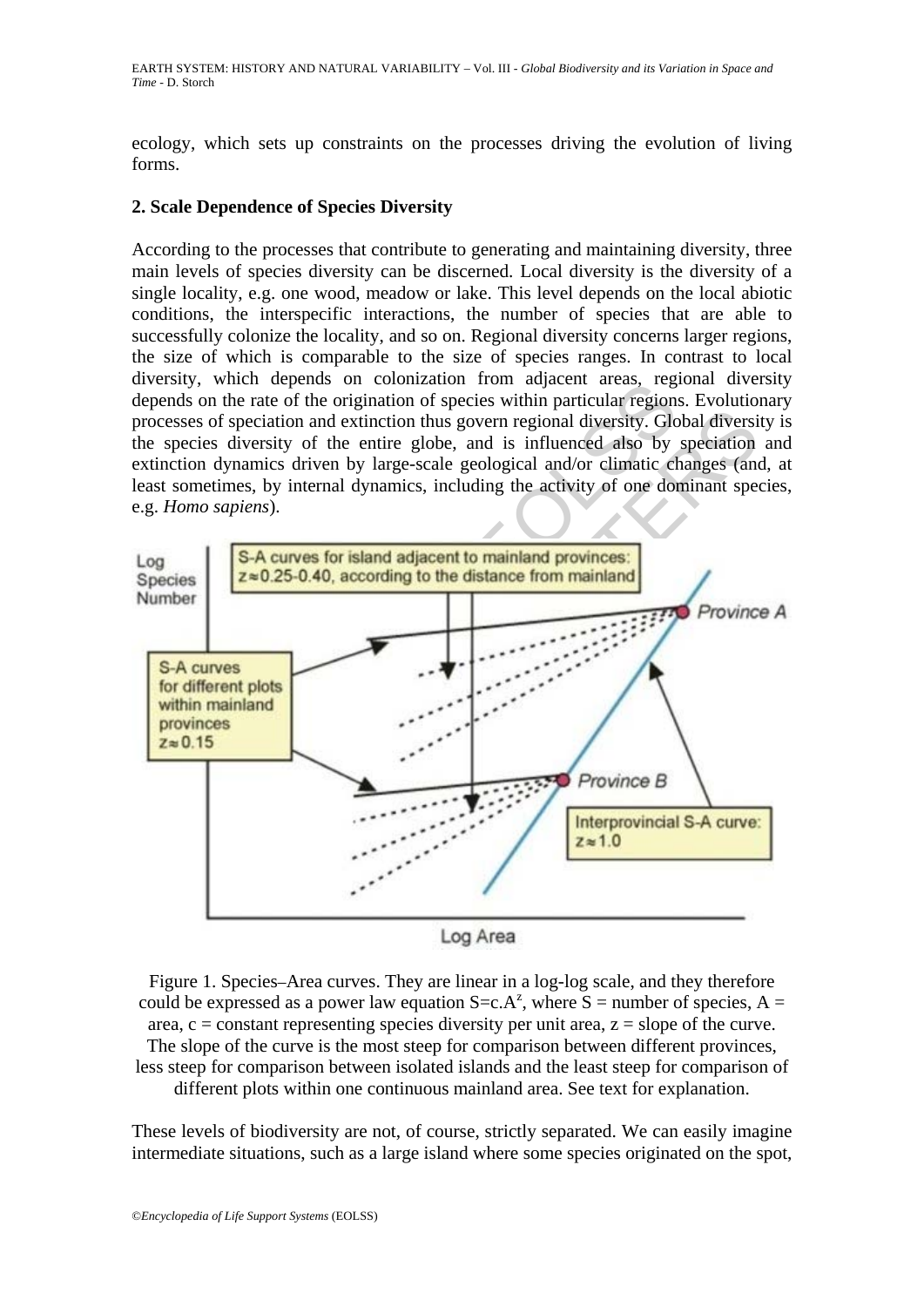ecology, which sets up constraints on the processes driving the evolution of living forms.

## 2. Scale Dependence of Species Diversity

According to the processes that contribute to generating and maintaining diversity, three main levels of species diversity can be discerned. Local diversity is the diversity of a single locality, e.g. one wood, meadow or lake. This level depends on the local abiotic conditions, the interspecific interactions, the number of species that are able to successfully colonize the locality, and so on. Regional diversity concerns larger regions, the size of which is comparable to the size of species ranges. In contrast to local diversity, which depends on colonization from adjacent areas, regional diversity depends on the rate of the origination of species within particular regions. Evolutionary processes of speciation and extinction thus govern regional diversity. Global diversity is the species diversity of the entire globe, and is influenced also by speciation and extinction dynamics driven by large-scale geological and/or climatic changes (and, at least sometimes, by internal dynamics, including the activity of one dominant species, e.g. *Homo sapiens*).

Figure 1. Species–Area curves. They are linear in a log-log scale, and they therefore could be expressed as a power law equation $S=c.A^z$, where S = number of species, A = area, c = constant representing species diversity per unit area, z = slope of the curve. The slope of the curve is the most steep for comparison between different provinces, less steep for comparison between isolated islands and the least steep for comparison of different plots within one continuous mainland area. See text for explanation.

These levels of biodiversity are not, of course, strictly separated. We can easily imagine intermediate situations, such as a large island where some species originated on the spot,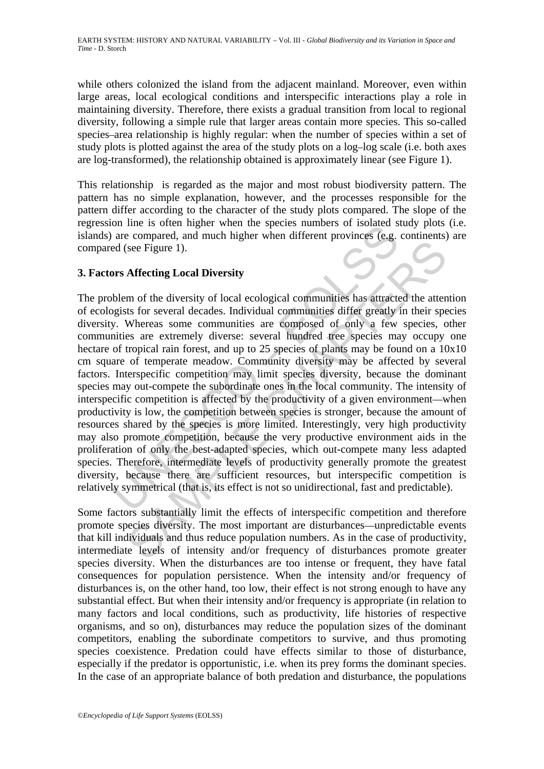while others colonized the island from the adjacent mainland. Moreover, even within large areas, local ecological conditions and interspecific interactions play a role in maintaining diversity. Therefore, there exists a gradual transition from local to regional diversity, following a simple rule that larger areas contain more species. This so-called species–area relationship is highly regular: when the number of species within a set of study plots is plotted against the area of the study plots on a log–log scale (i.e. both axes are log-transformed), the relationship obtained is approximately linear (see Figure 1).

This relationship is regarded as the major and most robust biodiversity pattern. The pattern has no simple explanation, however, and the processes responsible for the pattern differ according to the character of the study plots compared. The slope of the regression line is often higher when the species numbers of isolated study plots (i.e. islands) are compared, and much higher when different provinces (e.g. continents) are compared (see Figure 1).

## 3. Factors Affecting Local Diversity

The problem of the diversity of local ecological communities has attracted the attention of ecologists for several decades. Individual communities differ greatly in their species diversity. Whereas some communities are composed of only a few species, other communities are extremely diverse: several hundred tree species may occupy one hectare of tropical rain forest, and up to 25 species of plants may be found on a 10x10 cm square of temperate meadow. Community diversity may be affected by several factors. Interspecific competition may limit species diversity, because the dominant species may out-compete the subordinate ones in the local community. The intensity of interspecific competition is affected by the productivity of a given environment—when productivity is low, the competition between species is stronger, because the amount of resources shared by the species is more limited. Interestingly, very high productivity may also promote competition, because the very productive environment aids in the proliferation of only the best-adapted species, which out-compete many less adapted species. Therefore, intermediate levels of productivity generally promote the greatest diversity, because there are sufficient resources, but interspecific competition is relatively symmetrical (that is, its effect is not so unidirectional, fast and predictable).

Some factors substantially limit the effects of interspecific competition and therefore promote species diversity. The most important are disturbances—unpredictable events that kill individuals and thus reduce population numbers. As in the case of productivity, intermediate levels of intensity and/or frequency of disturbances promote greater species diversity. When the disturbances are too intense or frequent, they have fatal consequences for population persistence. When the intensity and/or frequency of disturbances is, on the other hand, too low, their effect is not strong enough to have any substantial effect. But when their intensity and/or frequency is appropriate (in relation to many factors and local conditions, such as productivity, life histories of respective organisms, and so on), disturbances may reduce the population sizes of the dominant competitors, enabling the subordinate competitors to survive, and thus promoting species coexistence. Predation could have effects similar to those of disturbance, especially if the predator is opportunistic, i.e. when its prey forms the dominant species. In the case of an appropriate balance of both predation and disturbance, the populations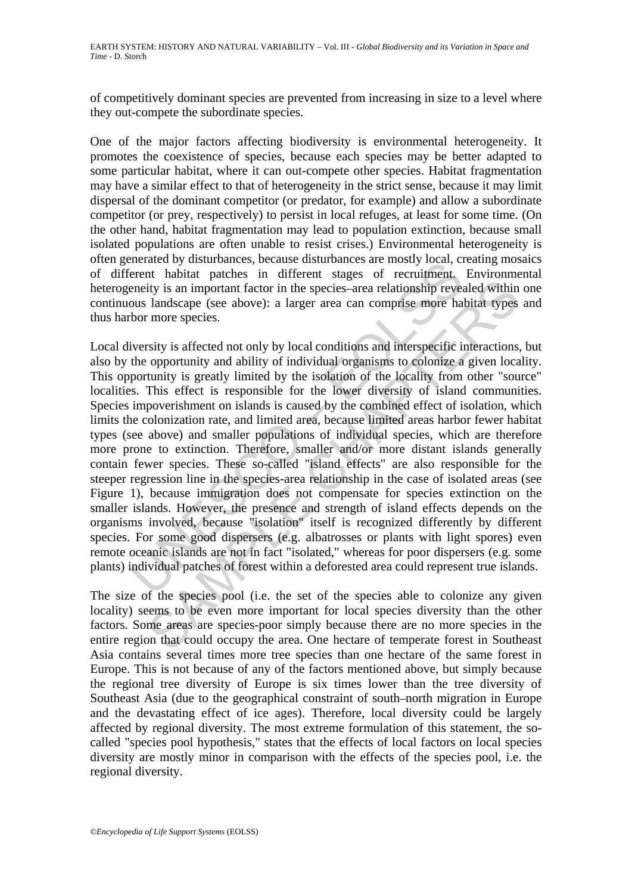of competitively dominant species are prevented from increasing in size to a level where they out-compete the subordinate species.

One of the major factors affecting biodiversity is environmental heterogeneity. It promotes the coexistence of species, because each species may be better adapted to some particular habitat, where it can out-compete other species. Habitat fragmentation may have a similar effect to that of heterogeneity in the strict sense, because it may limit dispersal of the dominant competitor (or predator, for example) and allow a subordinate competitor (or prey, respectively) to persist in local refuges, at least for some time. (On the other hand, habitat fragmentation may lead to population extinction, because small isolated populations are often unable to resist crises.) Environmental heterogeneity is often generated by disturbances, because disturbances are mostly local, creating mosaics of different habitat patches in different stages of recruitment. Environmental heterogeneity is an important factor in the species–area relationship revealed within one continuous landscape (see above): a larger area can comprise more habitat types and thus harbor more species.

Local diversity is affected not only by local conditions and interspecific interactions, but also by the opportunity and ability of individual organisms to colonize a given locality. This opportunity is greatly limited by the isolation of the locality from other "source" localities. This effect is responsible for the lower diversity of island communities. Species impoverishment on islands is caused by the combined effect of isolation, which limits the colonization rate, and limited area, because limited areas harbor fewer habitat types (see above) and smaller populations of individual species, which are therefore more prone to extinction. Therefore, smaller and/or more distant islands generally contain fewer species. These so-called "island effects" are also responsible for the steeper regression line in the species-area relationship in the case of isolated areas (see Figure 1), because immigration does not compensate for species extinction on the smaller islands. However, the presence and strength of island effects depends on the organisms involved, because "isolation" itself is recognized differently by different species. For some good dispersers (e.g. albatrosses or plants with light spores) even remote oceanic islands are not in fact "isolated," whereas for poor dispersers (e.g. some plants) individual patches of forest within a deforested area could represent true islands.

The size of the species pool (i.e. the set of the species able to colonize any given locality) seems to be even more important for local species diversity than the other factors. Some areas are species-poor simply because there are no more species in the entire region that could occupy the area. One hectare of temperate forest in Southeast Asia contains several times more tree species than one hectare of the same forest in Europe. This is not because of any of the factors mentioned above, but simply because the regional tree diversity of Europe is six times lower than the tree diversity of Southeast Asia (due to the geographical constraint of south–north migration in Europe and the devastating effect of ice ages). Therefore, local diversity could be largely affected by regional diversity. The most extreme formulation of this statement, the so-called "species pool hypothesis," states that the effects of local factors on local species diversity are mostly minor in comparison with the effects of the species pool, i.e. the regional diversity.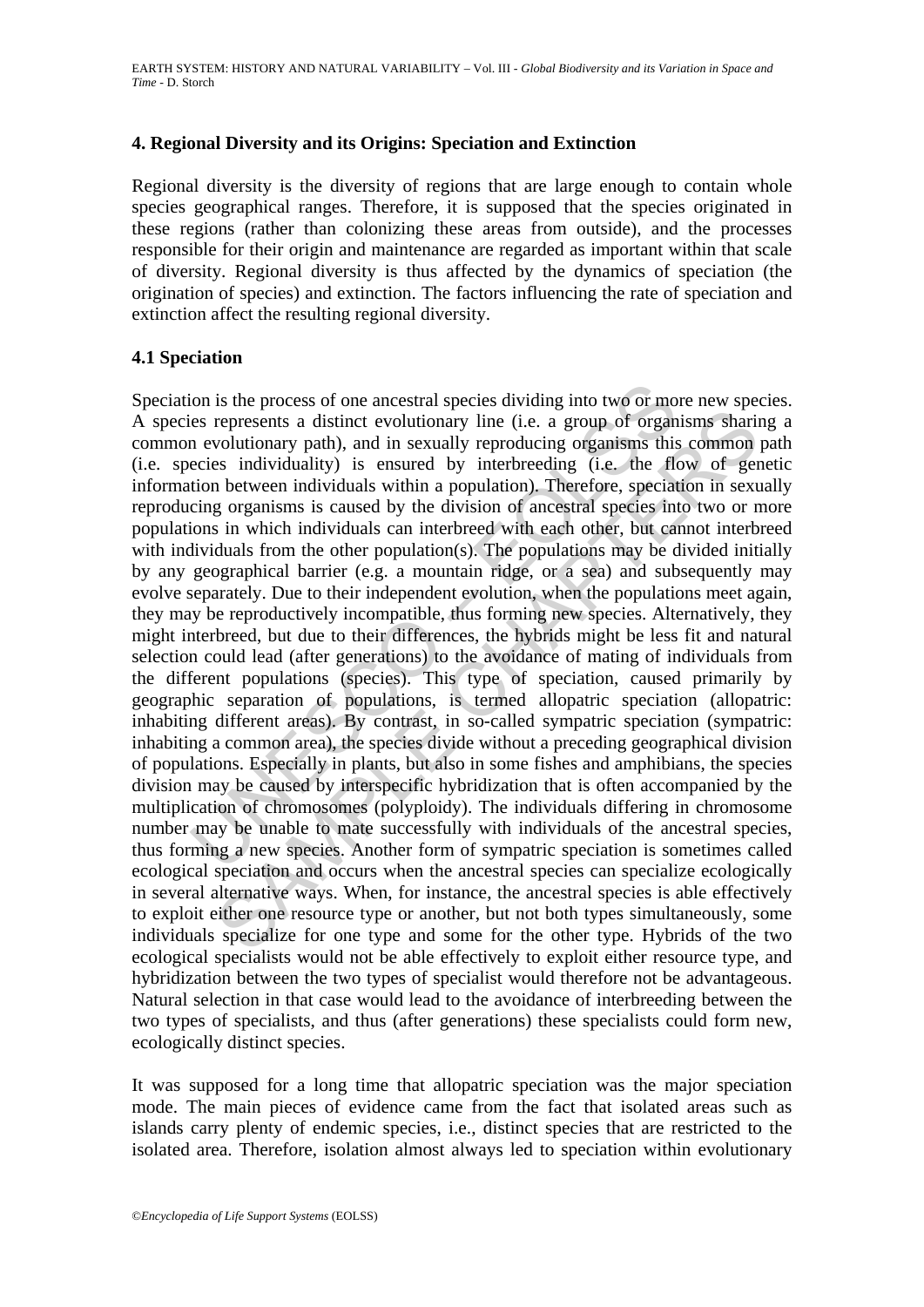## 4. Regional Diversity and its Origins: Speciation and Extinction

Regional diversity is the diversity of regions that are large enough to contain whole species geographical ranges. Therefore, it is supposed that the species originated in these regions (rather than colonizing these areas from outside), and the processes responsible for their origin and maintenance are regarded as important within that scale of diversity. Regional diversity is thus affected by the dynamics of speciation (the origination of species) and extinction. The factors influencing the rate of speciation and extinction affect the resulting regional diversity.

### 4.1 Speciation

Speciation is the process of one ancestral species dividing into two or more new species. A species represents a distinct evolutionary line (i.e. a group of organisms sharing a common evolutionary path), and in sexually reproducing organisms this common path (i.e. species individuality) is ensured by interbreeding (i.e. the flow of genetic information between individuals within a population). Therefore, speciation in sexually reproducing organisms is caused by the division of ancestral species into two or more populations in which individuals can interbreed with each other, but cannot interbreed with individuals from the other population(s). The populations may be divided initially by any geographical barrier (e.g. a mountain ridge, or a sea) and subsequently may evolve separately. Due to their independent evolution, when the populations meet again, they may be reproductively incompatible, thus forming new species. Alternatively, they might interbreed, but due to their differences, the hybrids might be less fit and natural selection could lead (after generations) to the avoidance of mating of individuals from the different populations (species). This type of speciation, caused primarily by geographic separation of populations, is termed allopatric speciation (allopatric: inhabiting different areas). By contrast, in so-called sympatric speciation (sympatric: inhabiting a common area), the species divide without a preceding geographical division of populations. Especially in plants, but also in some fishes and amphibians, the species division may be caused by interspecific hybridization that is often accompanied by the multiplication of chromosomes (polyploidy). The individuals differing in chromosome number may be unable to mate successfully with individuals of the ancestral species, thus forming a new species. Another form of sympatric speciation is sometimes called ecological speciation and occurs when the ancestral species can specialize ecologically in several alternative ways. When, for instance, the ancestral species is able effectively to exploit either one resource type or another, but not both types simultaneously, some individuals specialize for one type and some for the other type. Hybrids of the two ecological specialists would not be able effectively to exploit either resource type, and hybridization between the two types of specialist would therefore not be advantageous. Natural selection in that case would lead to the avoidance of interbreeding between the two types of specialists, and thus (after generations) these specialists could form new, ecologically distinct species.

It was supposed for a long time that allopatric speciation was the major speciation mode. The main pieces of evidence came from the fact that isolated areas such as islands carry plenty of endemic species, i.e., distinct species that are restricted to the isolated area. Therefore, isolation almost always led to speciation within evolutionary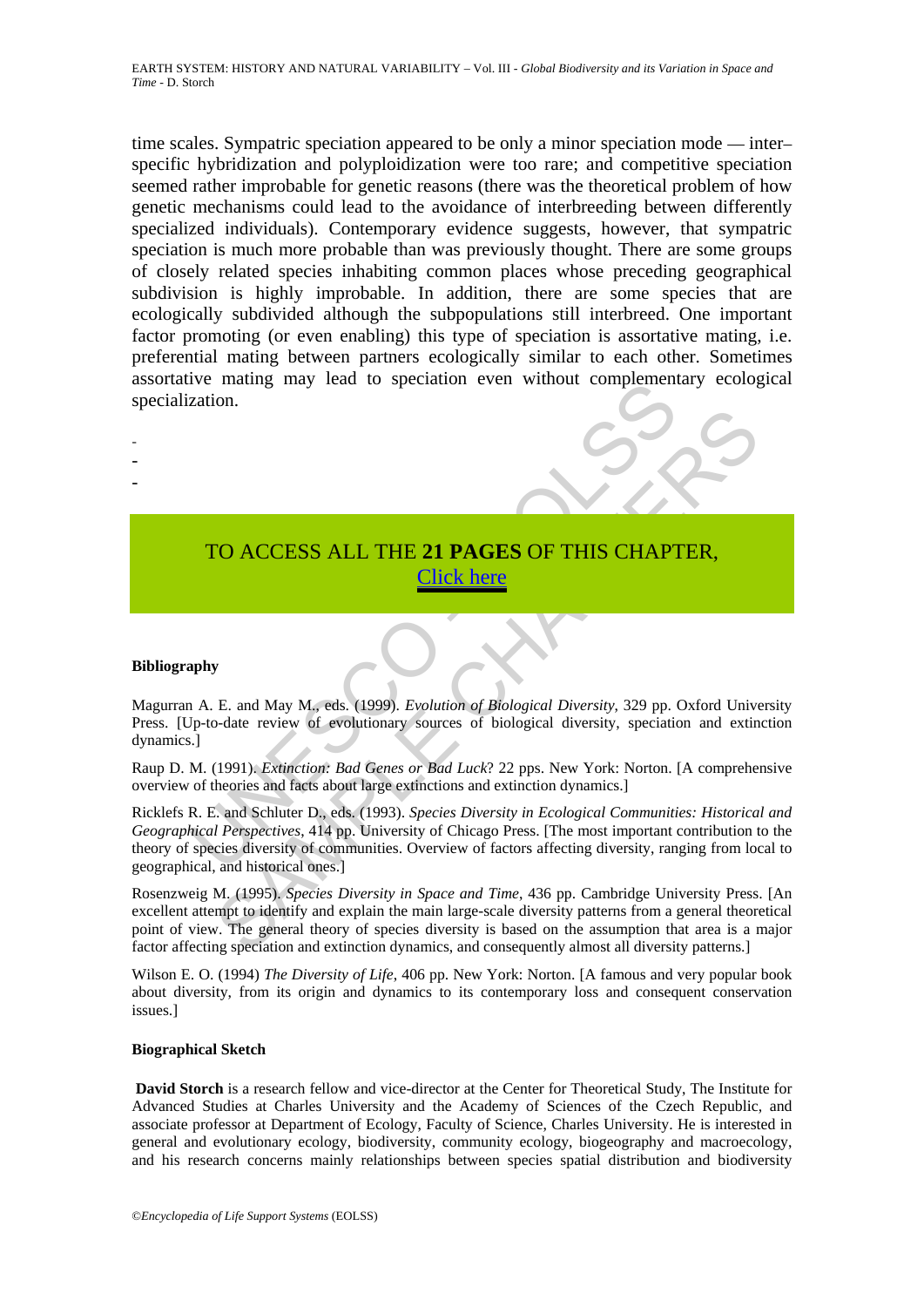time scales. Sympatric speciation appeared to be only a minor speciation mode — inter–specific hybridization and polyploidization were too rare; and competitive speciation seemed rather improbable for genetic reasons (there was the theoretical problem of how genetic mechanisms could lead to the avoidance of interbreeding between differently specialized individuals). Contemporary evidence suggests, however, that sympatric speciation is much more probable than was previously thought. There are some groups of closely related species inhabiting common places whose preceding geographical subdivision is highly improbable. In addition, there are some species that are ecologically subdivided although the subpopulations still interbreed. One important factor promoting (or even enabling) this type of speciation is assortative mating, i.e. preferential mating between partners ecologically similar to each other. Sometimes assortative mating may lead to speciation even without complementary ecological specialization.

-
-
-

TO ACCESS ALL THE **21 PAGES** OF THIS CHAPTER,
Click here

**Bibliography**

Magurran A. E. and May M., eds. (1999). *Evolution of Biological Diversity*, 329 pp. Oxford University Press. [Up-to-date review of evolutionary sources of biological diversity, speciation and extinction dynamics.]

Raup D. M. (1991). *Extinction: Bad Genes or Bad Luck*? 22 pps. New York: Norton. [A comprehensive overview of theories and facts about large extinctions and extinction dynamics.]

Ricklefs R. E. and Schluter D., eds. (1993). *Species Diversity in Ecological Communities: Historical and Geographical Perspectives*, 414 pp. University of Chicago Press. [The most important contribution to the theory of species diversity of communities. Overview of factors affecting diversity, ranging from local to geographical, and historical ones.]

Rosenzweig M. (1995). *Species Diversity in Space and Time*, 436 pp. Cambridge University Press. [An excellent attempt to identify and explain the main large-scale diversity patterns from a general theoretical point of view. The general theory of species diversity is based on the assumption that area is a major factor affecting speciation and extinction dynamics, and consequently almost all diversity patterns.]

Wilson E. O. (1994) *The Diversity of Life*, 406 pp. New York: Norton. [A famous and very popular book about diversity, from its origin and dynamics to its contemporary loss and consequent conservation issues.]

**Biographical Sketch**

**David Storch** is a research fellow and vice-director at the Center for Theoretical Study, The Institute for Advanced Studies at Charles University and the Academy of Sciences of the Czech Republic, and associate professor at Department of Ecology, Faculty of Science, Charles University. He is interested in general and evolutionary ecology, biodiversity, community ecology, biogeography and macroecology, and his research concerns mainly relationships between species spatial distribution and biodiversity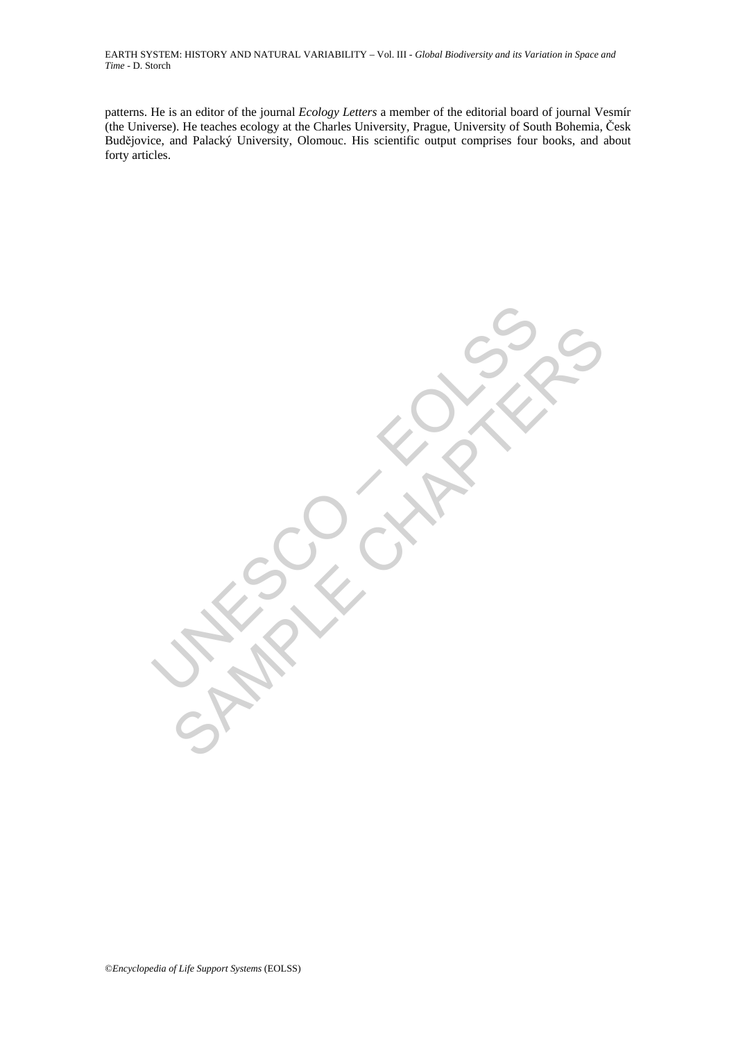patterns. He is an editor of the journal *Ecology Letters* a member of the editorial board of journal Vesmír (the Universe). He teaches ecology at the Charles University, Prague, University of South Bohemia, Česk Budějovice, and Palacký University, Olomouc. His scientific output comprises four books, and about forty articles.